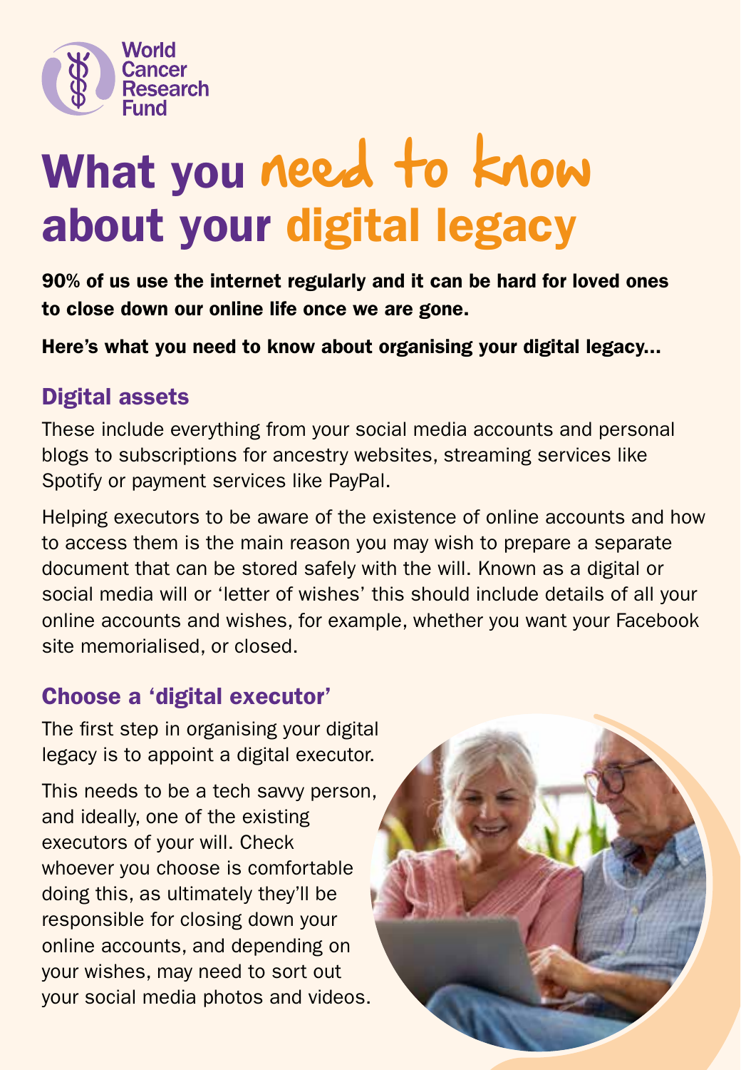World Cancer Research Fund

# What you need to know about your digital legacy

**90% of us use the internet regularly and it can be hard for loved ones to close down our online life once we are gone.**

**Here's what you need to know about organising your digital legacy...**

## Digital assets

These include everything from your social media accounts and personal blogs to subscriptions for ancestry websites, streaming services like Spotify or payment services like PayPal.

Helping executors to be aware of the existence of online accounts and how to access them is the main reason you may wish to prepare a separate document that can be stored safely with the will. Known as a digital or social media will or 'letter of wishes' this should include details of all your online accounts and wishes, for example, whether you want your Facebook site memorialised, or closed.

## Choose a 'digital executor'

The first step in organising your digital legacy is to appoint a digital executor.

This needs to be a tech savvy person, and ideally, one of the existing executors of your will. Check whoever you choose is comfortable doing this, as ultimately they'll be responsible for closing down your online accounts, and depending on your wishes, may need to sort out your social media photos and videos.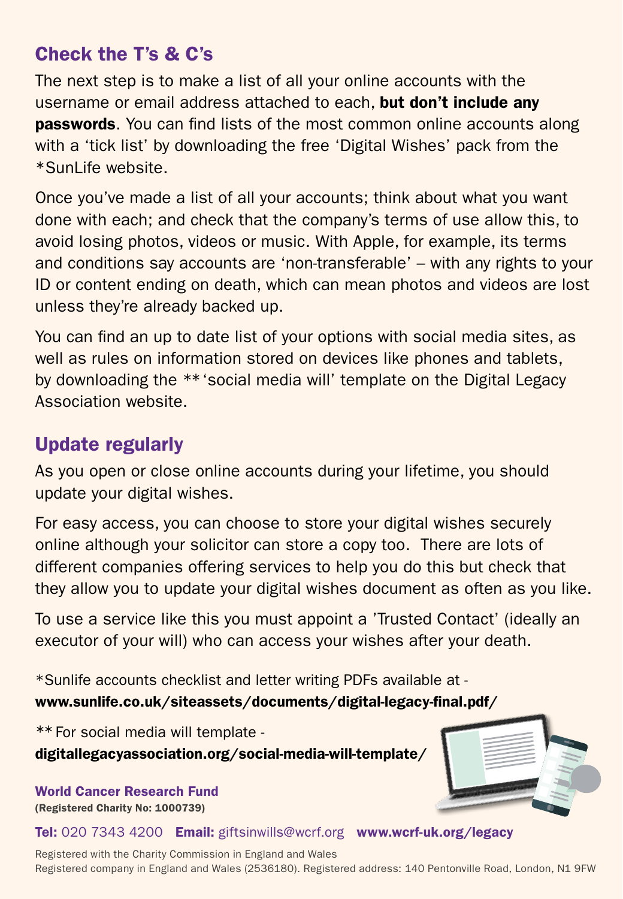## Check the T's & C's

The next step is to make a list of all your online accounts with the username or email address attached to each, **but don't include any passwords**. You can find lists of the most common online accounts along with a 'tick list' by downloading the free 'Digital Wishes' pack from the *SunLife website.

Once you've made a list of all your accounts; think about what you want done with each; and check that the company's terms of use allow this, to avoid losing photos, videos or music. With Apple, for example, its terms and conditions say accounts are 'non-transferable' – with any rights to your ID or content ending on death, which can mean photos and videos are lost unless they're already backed up.

You can find an up to date list of your options with social media sites, as well as rules on information stored on devices like phones and tablets, by downloading the ** 'social media will' template on the Digital Legacy Association website.

## Update regularly

As you open or close online accounts during your lifetime, you should update your digital wishes.

For easy access, you can choose to store your digital wishes securely online although your solicitor can store a copy too. There are lots of different companies offering services to help you do this but check that they allow you to update your digital wishes document as often as you like.

To use a service like this you must appoint a 'Trusted Contact' (ideally an executor of your will) who can access your wishes after your death.

*Sunlife accounts checklist and letter writing PDFs available at - **www.sunlife.co.uk/siteassets/documents/digital-legacy-final.pdf/**

** For social media will template - **digitallegacyassociation.org/social-media-will-template/**

**World Cancer Research Fund**
**(Registered Charity No: 1000739)**

**Tel:** 020 7343 4200 **Email:** giftsinwills@wcrf.org **www.wcrf-uk.org/legacy**

Registered with the Charity Commission in England and Wales
Registered company in England and Wales (2536180). Registered address: 140 Pentonville Road, London, N1 9FW